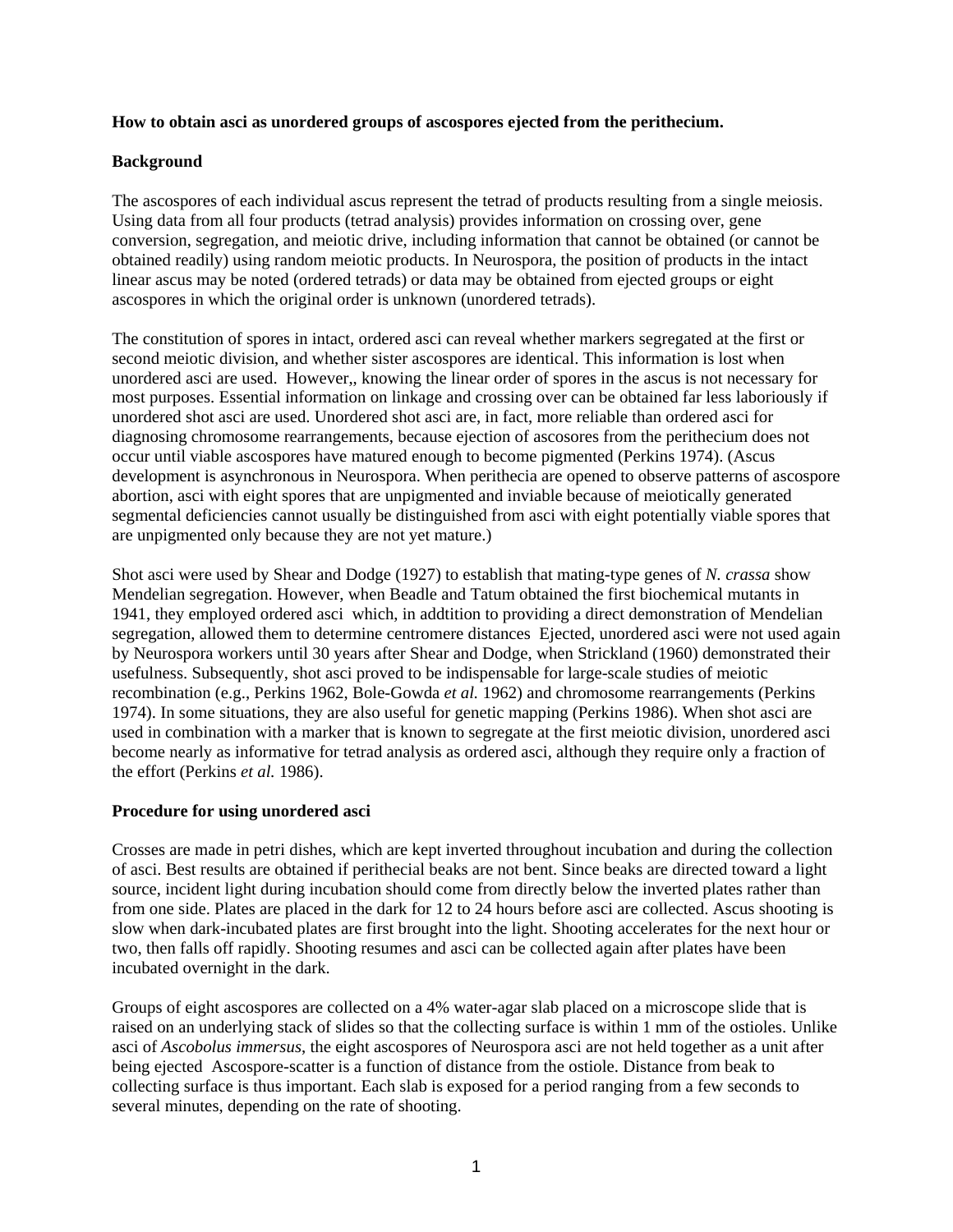**How to obtain asci as unordered groups of ascospores ejected from the perithecium.**

**Background**

The ascospores of each individual ascus represent the tetrad of products resulting from a single meiosis. Using data from all four products (tetrad analysis) provides information on crossing over, gene conversion, segregation, and meiotic drive, including information that cannot be obtained (or cannot be obtained readily) using random meiotic products. In Neurospora, the position of products in the intact linear ascus may be noted (ordered tetrads) or data may be obtained from ejected groups or eight ascospores in which the original order is unknown (unordered tetrads).

The constitution of spores in intact, ordered asci can reveal whether markers segregated at the first or second meiotic division, and whether sister ascospores are identical. This information is lost when unordered asci are used. However,, knowing the linear order of spores in the ascus is not necessary for most purposes. Essential information on linkage and crossing over can be obtained far less laboriously if unordered shot asci are used. Unordered shot asci are, in fact, more reliable than ordered asci for diagnosing chromosome rearrangements, because ejection of ascosores from the perithecium does not occur until viable ascospores have matured enough to become pigmented (Perkins 1974). (Ascus development is asynchronous in Neurospora. When perithecia are opened to observe patterns of ascospore abortion, asci with eight spores that are unpigmented and inviable because of meiotically generated segmental deficiencies cannot usually be distinguished from asci with eight potentially viable spores that are unpigmented only because they are not yet mature.)

Shot asci were used by Shear and Dodge (1927) to establish that mating-type genes of *N. crassa* show Mendelian segregation. However, when Beadle and Tatum obtained the first biochemical mutants in 1941, they employed ordered asci which, in addtition to providing a direct demonstration of Mendelian segregation, allowed them to determine centromere distances Ejected, unordered asci were not used again by Neurospora workers until 30 years after Shear and Dodge, when Strickland (1960) demonstrated their usefulness. Subsequently, shot asci proved to be indispensable for large-scale studies of meiotic recombination (e.g., Perkins 1962, Bole-Gowda *et al.* 1962) and chromosome rearrangements (Perkins 1974). In some situations, they are also useful for genetic mapping (Perkins 1986). When shot asci are used in combination with a marker that is known to segregate at the first meiotic division, unordered asci become nearly as informative for tetrad analysis as ordered asci, although they require only a fraction of the effort (Perkins *et al.* 1986).

**Procedure for using unordered asci**

Crosses are made in petri dishes, which are kept inverted throughout incubation and during the collection of asci. Best results are obtained if perithecial beaks are not bent. Since beaks are directed toward a light source, incident light during incubation should come from directly below the inverted plates rather than from one side. Plates are placed in the dark for 12 to 24 hours before asci are collected. Ascus shooting is slow when dark-incubated plates are first brought into the light. Shooting accelerates for the next hour or two, then falls off rapidly. Shooting resumes and asci can be collected again after plates have been incubated overnight in the dark.

Groups of eight ascospores are collected on a 4% water-agar slab placed on a microscope slide that is raised on an underlying stack of slides so that the collecting surface is within 1 mm of the ostioles. Unlike asci of *Ascobolus immersus*, the eight ascospores of Neurospora asci are not held together as a unit after being ejected Ascospore-scatter is a function of distance from the ostiole. Distance from beak to collecting surface is thus important. Each slab is exposed for a period ranging from a few seconds to several minutes, depending on the rate of shooting.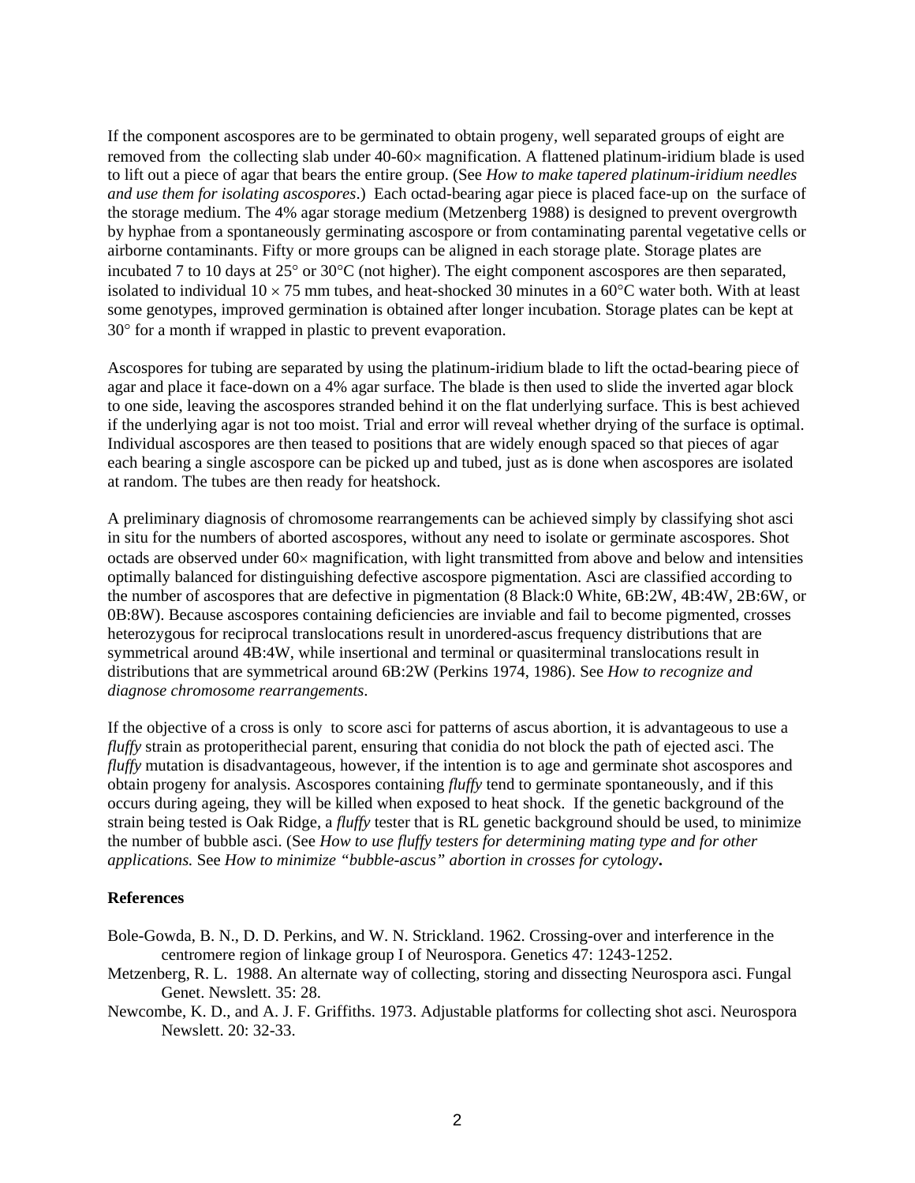If the component ascospores are to be germinated to obtain progeny, well separated groups of eight are removed from the collecting slab under 40-60× magnification. A flattened platinum-iridium blade is used to lift out a piece of agar that bears the entire group. (See *How to make tapered platinum-iridium needles and use them for isolating ascospores*.) Each octad-bearing agar piece is placed face-up on the surface of the storage medium. The 4% agar storage medium (Metzenberg 1988) is designed to prevent overgrowth by hyphae from a spontaneously germinating ascospore or from contaminating parental vegetative cells or airborne contaminants. Fifty or more groups can be aligned in each storage plate. Storage plates are incubated 7 to 10 days at 25° or 30°C (not higher). The eight component ascospores are then separated, isolated to individual 10 × 75 mm tubes, and heat-shocked 30 minutes in a 60°C water both. With at least some genotypes, improved germination is obtained after longer incubation. Storage plates can be kept at 30° for a month if wrapped in plastic to prevent evaporation.

Ascospores for tubing are separated by using the platinum-iridium blade to lift the octad-bearing piece of agar and place it face-down on a 4% agar surface. The blade is then used to slide the inverted agar block to one side, leaving the ascospores stranded behind it on the flat underlying surface. This is best achieved if the underlying agar is not too moist. Trial and error will reveal whether drying of the surface is optimal. Individual ascospores are then teased to positions that are widely enough spaced so that pieces of agar each bearing a single ascospore can be picked up and tubed, just as is done when ascospores are isolated at random. The tubes are then ready for heatshock.

A preliminary diagnosis of chromosome rearrangements can be achieved simply by classifying shot asci in situ for the numbers of aborted ascospores, without any need to isolate or germinate ascospores. Shot octads are observed under 60× magnification, with light transmitted from above and below and intensities optimally balanced for distinguishing defective ascospore pigmentation. Asci are classified according to the number of ascospores that are defective in pigmentation (8 Black:0 White, 6B:2W, 4B:4W, 2B:6W, or 0B:8W). Because ascospores containing deficiencies are inviable and fail to become pigmented, crosses heterozygous for reciprocal translocations result in unordered-ascus frequency distributions that are symmetrical around 4B:4W, while insertional and terminal or quasiterminal translocations result in distributions that are symmetrical around 6B:2W (Perkins 1974, 1986). See *How to recognize and diagnose chromosome rearrangements*.

If the objective of a cross is only to score asci for patterns of ascus abortion, it is advantageous to use a *fluffy* strain as protoperithecial parent, ensuring that conidia do not block the path of ejected asci. The *fluffy* mutation is disadvantageous, however, if the intention is to age and germinate shot ascospores and obtain progeny for analysis. Ascospores containing *fluffy* tend to germinate spontaneously, and if this occurs during ageing, they will be killed when exposed to heat shock. If the genetic background of the strain being tested is Oak Ridge, a *fluffy* tester that is RL genetic background should be used, to minimize the number of bubble asci. (See *How to use fluffy testers for determining mating type and for other applications.* See *How to minimize "bubble-ascus" abortion in crosses for cytology*.

**References**

Bole-Gowda, B. N., D. D. Perkins, and W. N. Strickland. 1962. Crossing-over and interference in the centromere region of linkage group I of Neurospora. Genetics 47: 1243-1252.

Metzenberg, R. L. 1988. An alternate way of collecting, storing and dissecting Neurospora asci. Fungal Genet. Newslett. 35: 28.

Newcombe, K. D., and A. J. F. Griffiths. 1973. Adjustable platforms for collecting shot asci. Neurospora Newslett. 20: 32-33.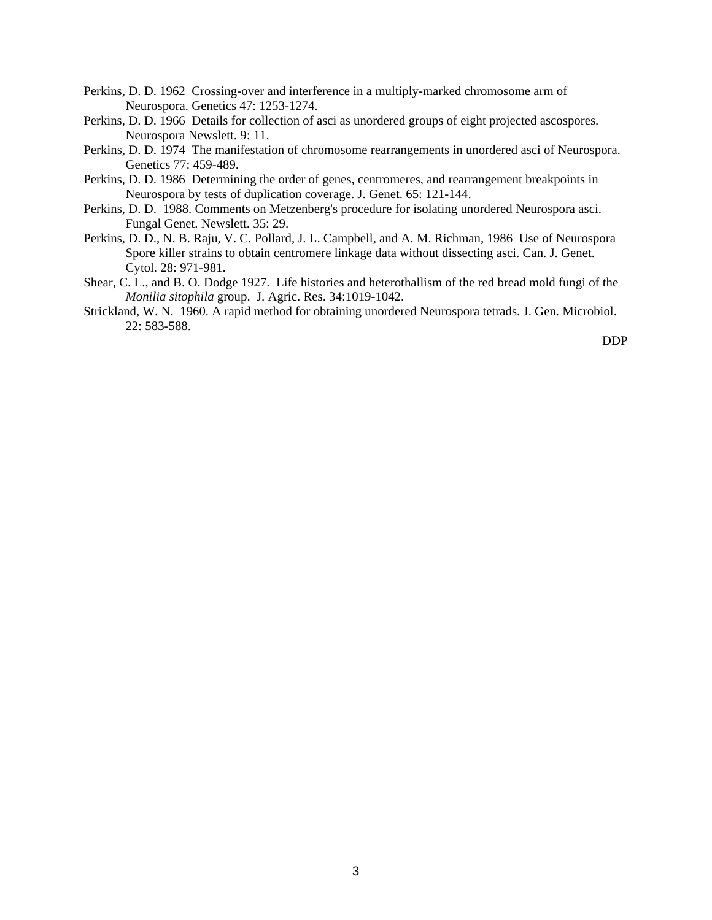Perkins, D. D. 1962 Crossing-over and interference in a multiply-marked chromosome arm of Neurospora. Genetics 47: 1253-1274.

Perkins, D. D. 1966 Details for collection of asci as unordered groups of eight projected ascospores. Neurospora Newslett. 9: 11.

Perkins, D. D. 1974 The manifestation of chromosome rearrangements in unordered asci of Neurospora. Genetics 77: 459-489.

Perkins, D. D. 1986 Determining the order of genes, centromeres, and rearrangement breakpoints in Neurospora by tests of duplication coverage. J. Genet. 65: 121-144.

Perkins, D. D. 1988. Comments on Metzenberg's procedure for isolating unordered Neurospora asci. Fungal Genet. Newslett. 35: 29.

Perkins, D. D., N. B. Raju, V. C. Pollard, J. L. Campbell, and A. M. Richman, 1986 Use of Neurospora Spore killer strains to obtain centromere linkage data without dissecting asci. Can. J. Genet. Cytol. 28: 971-981.

Shear, C. L., and B. O. Dodge 1927. Life histories and heterothallism of the red bread mold fungi of the *Monilia sitophila* group. J. Agric. Res. 34:1019-1042.

Strickland, W. N. 1960. A rapid method for obtaining unordered Neurospora tetrads. J. Gen. Microbiol. 22: 583-588.

DDP